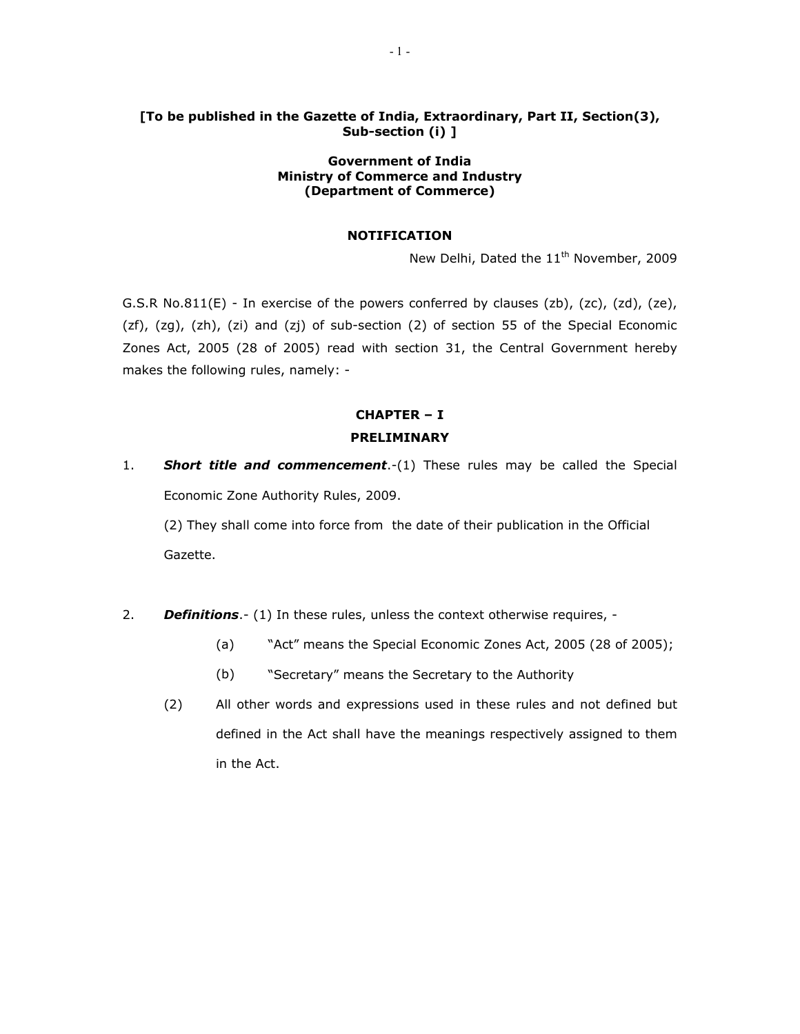**[To be published in the Gazette of India, Extraordinary, Part II, Section(3), Sub-section (i) ]**

**Government of India**
**Ministry of Commerce and Industry**
**(Department of Commerce)**

**NOTIFICATION**

New Delhi, Dated the 11th November, 2009

G.S.R No.811(E) - In exercise of the powers conferred by clauses (zb), (zc), (zd), (ze), (zf), (zg), (zh), (zi) and (zj) of sub-section (2) of section 55 of the Special Economic Zones Act, 2005 (28 of 2005) read with section 31, the Central Government hereby makes the following rules, namely: -

## CHAPTER – I
## PRELIMINARY

1. ***Short title and commencement***.-(1) These rules may be called the Special Economic Zone Authority Rules, 2009.

   (2) They shall come into force from the date of their publication in the Official Gazette.

2. ***Definitions***.- (1) In these rules, unless the context otherwise requires, -

   (a) "Act" means the Special Economic Zones Act, 2005 (28 of 2005);

   (b) "Secretary" means the Secretary to the Authority

   (2) All other words and expressions used in these rules and not defined but defined in the Act shall have the meanings respectively assigned to them in the Act.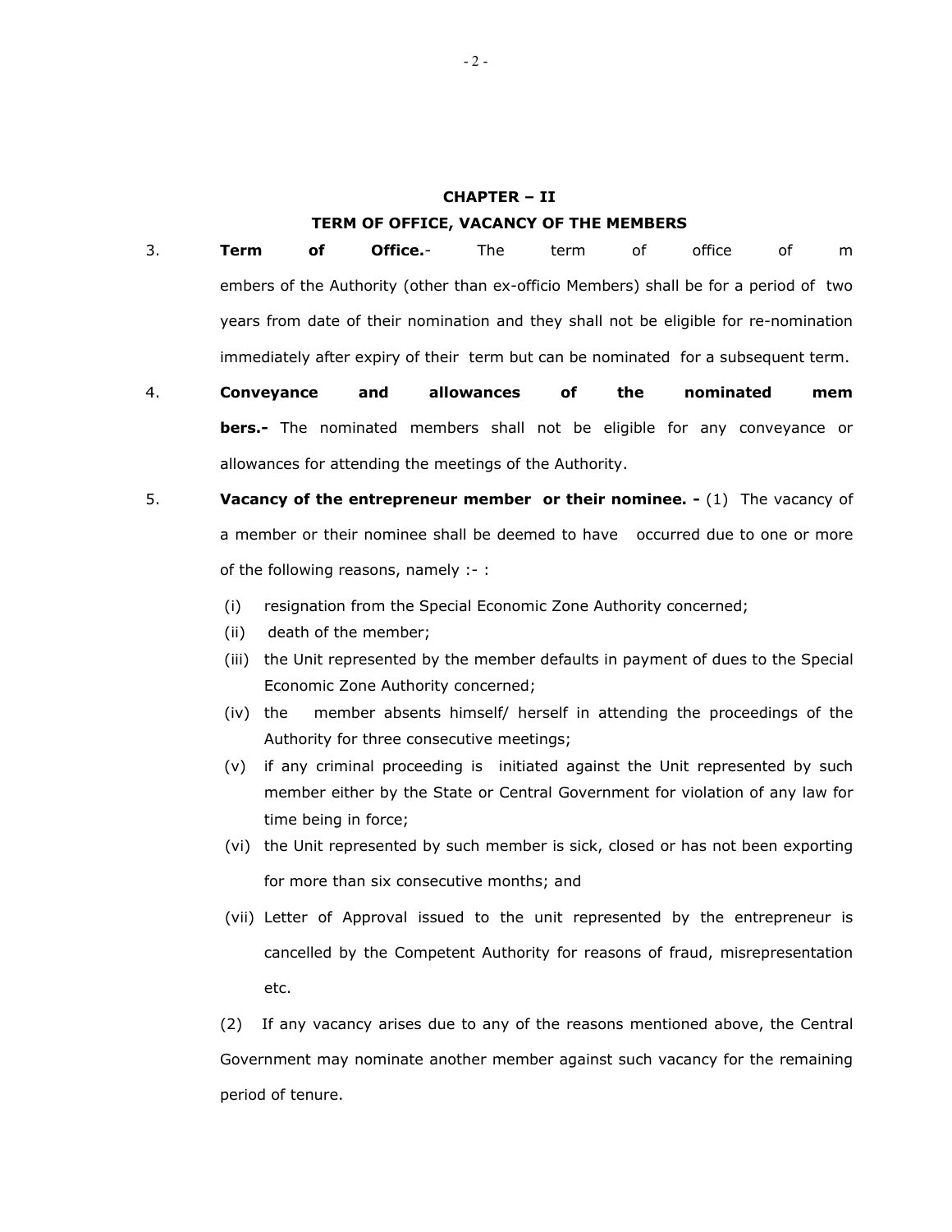## CHAPTER – II

## TERM OF OFFICE, VACANCY OF THE MEMBERS

3. **Term of Office.**- The term of office of members of the Authority (other than ex-officio Members) shall be for a period of two years from date of their nomination and they shall not be eligible for re-nomination immediately after expiry of their term but can be nominated for a subsequent term.

4. **Conveyance and allowances of the nominated members.-** The nominated members shall not be eligible for any conveyance or allowances for attending the meetings of the Authority.

5. **Vacancy of the entrepreneur member or their nominee. -** (1) The vacancy of a member or their nominee shall be deemed to have occurred due to one or more of the following reasons, namely :- :

   (i) resignation from the Special Economic Zone Authority concerned;

   (ii) death of the member;

   (iii) the Unit represented by the member defaults in payment of dues to the Special Economic Zone Authority concerned;

   (iv) the member absents himself/ herself in attending the proceedings of the Authority for three consecutive meetings;

   (v) if any criminal proceeding is initiated against the Unit represented by such member either by the State or Central Government for violation of any law for time being in force;

   (vi) the Unit represented by such member is sick, closed or has not been exporting for more than six consecutive months; and

   (vii) Letter of Approval issued to the unit represented by the entrepreneur is cancelled by the Competent Authority for reasons of fraud, misrepresentation etc.

   (2) If any vacancy arises due to any of the reasons mentioned above, the Central Government may nominate another member against such vacancy for the remaining period of tenure.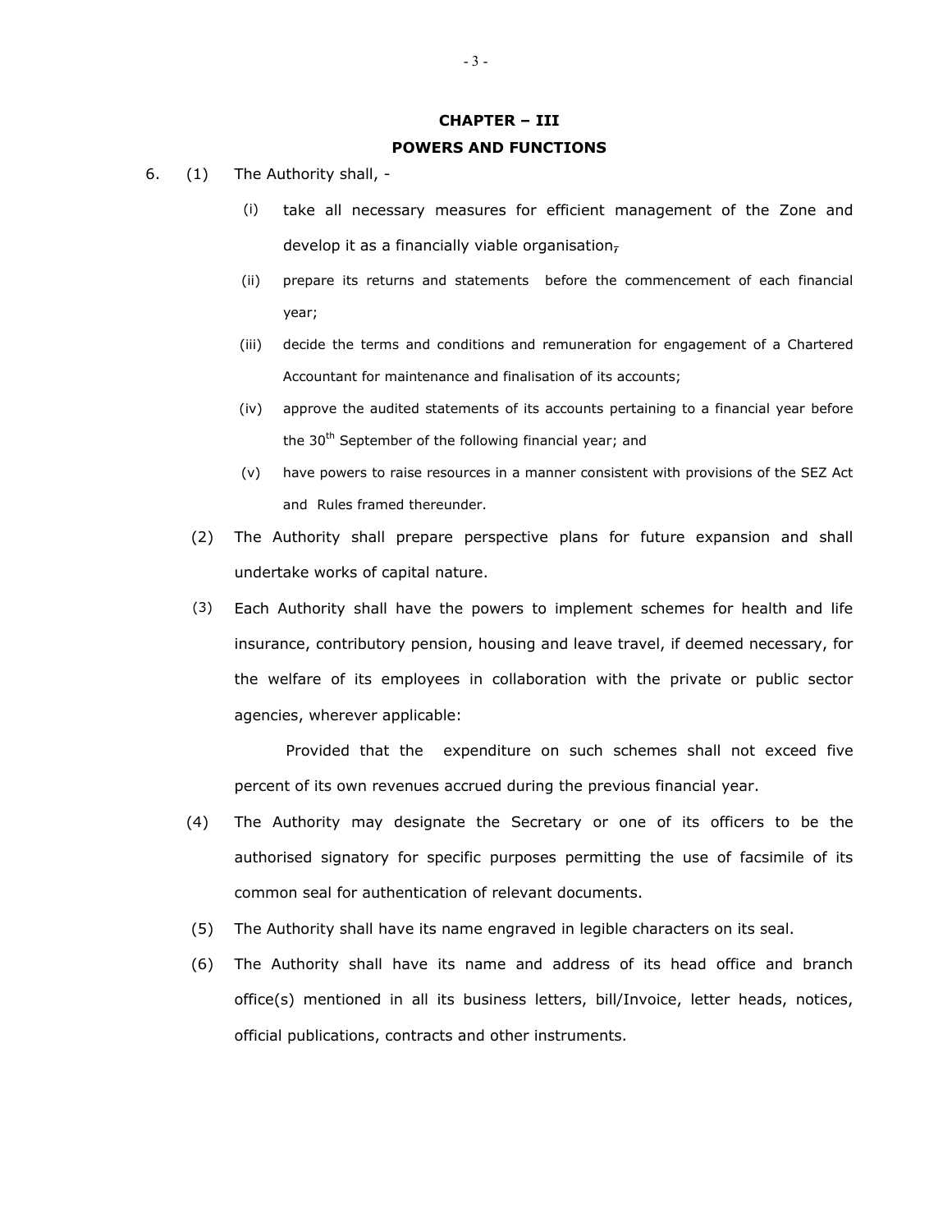## CHAPTER – III

## POWERS AND FUNCTIONS

6. (1) The Authority shall, -

   (i) take all necessary measures for efficient management of the Zone and develop it as a financially viable organisation,

   (ii) prepare its returns and statements before the commencement of each financial year;

   (iii) decide the terms and conditions and remuneration for engagement of a Chartered Accountant for maintenance and finalisation of its accounts;

   (iv) approve the audited statements of its accounts pertaining to a financial year before the 30th September of the following financial year; and

   (v) have powers to raise resources in a manner consistent with provisions of the SEZ Act and Rules framed thereunder.

(2) The Authority shall prepare perspective plans for future expansion and shall undertake works of capital nature.

(3) Each Authority shall have the powers to implement schemes for health and life insurance, contributory pension, housing and leave travel, if deemed necessary, for the welfare of its employees in collaboration with the private or public sector agencies, wherever applicable:

   Provided that the expenditure on such schemes shall not exceed five percent of its own revenues accrued during the previous financial year.

(4) The Authority may designate the Secretary or one of its officers to be the authorised signatory for specific purposes permitting the use of facsimile of its common seal for authentication of relevant documents.

(5) The Authority shall have its name engraved in legible characters on its seal.

(6) The Authority shall have its name and address of its head office and branch office(s) mentioned in all its business letters, bill/Invoice, letter heads, notices, official publications, contracts and other instruments.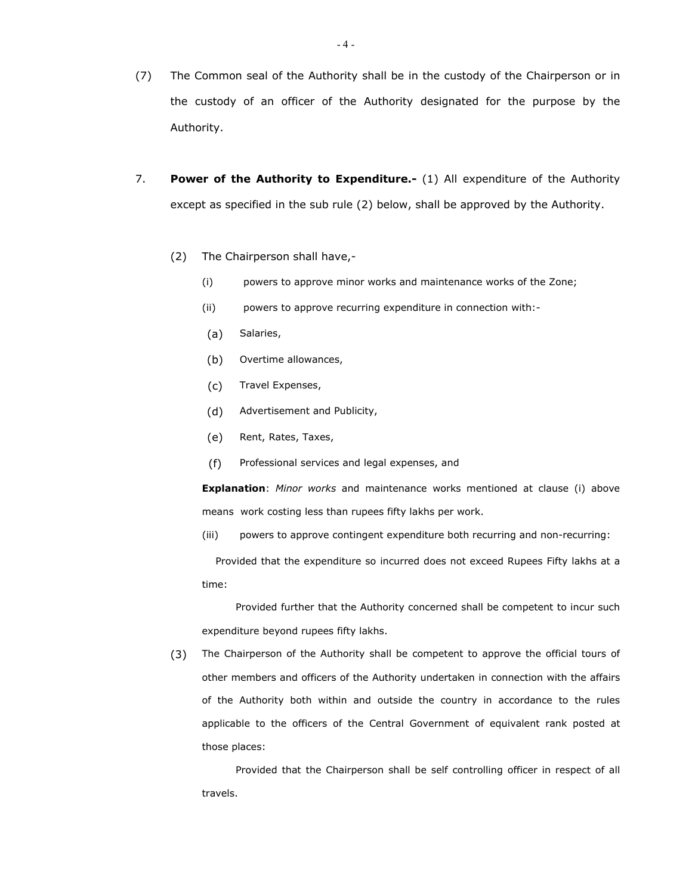(7) The Common seal of the Authority shall be in the custody of the Chairperson or in the custody of an officer of the Authority designated for the purpose by the Authority.

7. **Power of the Authority to Expenditure.-** (1) All expenditure of the Authority except as specified in the sub rule (2) below, shall be approved by the Authority.

(2) The Chairperson shall have,-

(i) powers to approve minor works and maintenance works of the Zone;

(ii) powers to approve recurring expenditure in connection with:-

(a) Salaries,

(b) Overtime allowances,

(c) Travel Expenses,

(d) Advertisement and Publicity,

(e) Rent, Rates, Taxes,

(f) Professional services and legal expenses, and

**Explanation**: *Minor works* and maintenance works mentioned at clause (i) above means work costing less than rupees fifty lakhs per work.

(iii) powers to approve contingent expenditure both recurring and non-recurring:

Provided that the expenditure so incurred does not exceed Rupees Fifty lakhs at a time:

Provided further that the Authority concerned shall be competent to incur such expenditure beyond rupees fifty lakhs.

(3) The Chairperson of the Authority shall be competent to approve the official tours of other members and officers of the Authority undertaken in connection with the affairs of the Authority both within and outside the country in accordance to the rules applicable to the officers of the Central Government of equivalent rank posted at those places:

Provided that the Chairperson shall be self controlling officer in respect of all travels.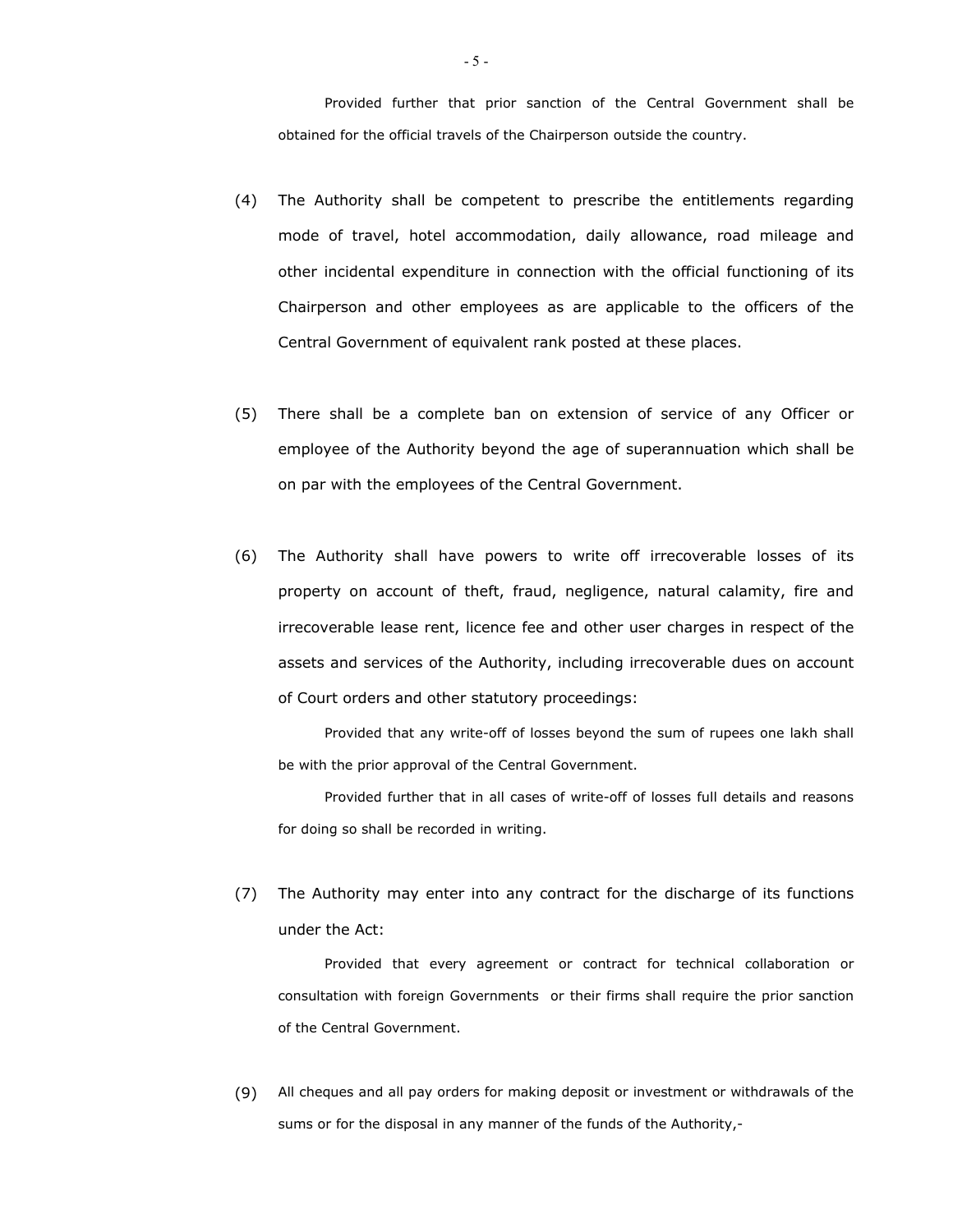Provided further that prior sanction of the Central Government shall be obtained for the official travels of the Chairperson outside the country.

(4) The Authority shall be competent to prescribe the entitlements regarding mode of travel, hotel accommodation, daily allowance, road mileage and other incidental expenditure in connection with the official functioning of its Chairperson and other employees as are applicable to the officers of the Central Government of equivalent rank posted at these places.

(5) There shall be a complete ban on extension of service of any Officer or employee of the Authority beyond the age of superannuation which shall be on par with the employees of the Central Government.

(6) The Authority shall have powers to write off irrecoverable losses of its property on account of theft, fraud, negligence, natural calamity, fire and irrecoverable lease rent, licence fee and other user charges in respect of the assets and services of the Authority, including irrecoverable dues on account of Court orders and other statutory proceedings:

Provided that any write-off of losses beyond the sum of rupees one lakh shall be with the prior approval of the Central Government.

Provided further that in all cases of write-off of losses full details and reasons for doing so shall be recorded in writing.

(7) The Authority may enter into any contract for the discharge of its functions under the Act:

Provided that every agreement or contract for technical collaboration or consultation with foreign Governments or their firms shall require the prior sanction of the Central Government.

(9) All cheques and all pay orders for making deposit or investment or withdrawals of the sums or for the disposal in any manner of the funds of the Authority,-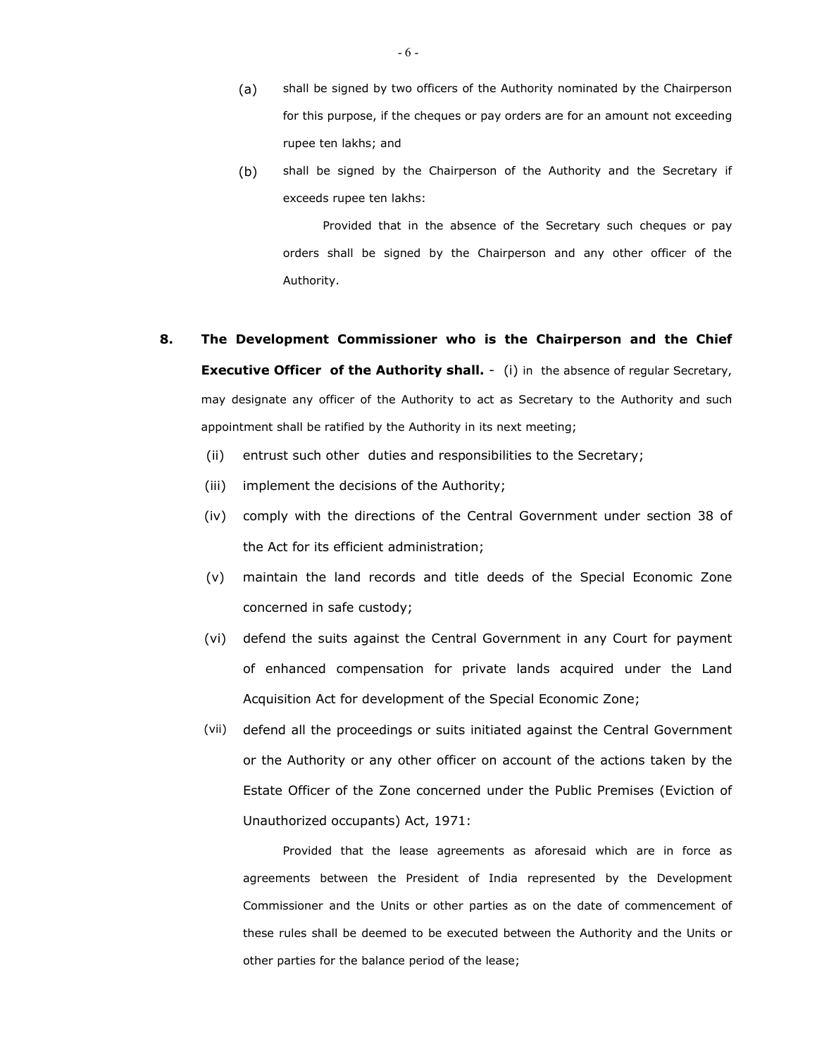(a) shall be signed by two officers of the Authority nominated by the Chairperson for this purpose, if the cheques or pay orders are for an amount not exceeding rupee ten lakhs; and

(b) shall be signed by the Chairperson of the Authority and the Secretary if exceeds rupee ten lakhs:

Provided that in the absence of the Secretary such cheques or pay orders shall be signed by the Chairperson and any other officer of the Authority.

**8. The Development Commissioner who is the Chairperson and the Chief Executive Officer of the Authority shall.** - (i) in the absence of regular Secretary, may designate any officer of the Authority to act as Secretary to the Authority and such appointment shall be ratified by the Authority in its next meeting;

(ii) entrust such other duties and responsibilities to the Secretary;

(iii) implement the decisions of the Authority;

(iv) comply with the directions of the Central Government under section 38 of the Act for its efficient administration;

(v) maintain the land records and title deeds of the Special Economic Zone concerned in safe custody;

(vi) defend the suits against the Central Government in any Court for payment of enhanced compensation for private lands acquired under the Land Acquisition Act for development of the Special Economic Zone;

(vii) defend all the proceedings or suits initiated against the Central Government or the Authority or any other officer on account of the actions taken by the Estate Officer of the Zone concerned under the Public Premises (Eviction of Unauthorized occupants) Act, 1971:

Provided that the lease agreements as aforesaid which are in force as agreements between the President of India represented by the Development Commissioner and the Units or other parties as on the date of commencement of these rules shall be deemed to be executed between the Authority and the Units or other parties for the balance period of the lease;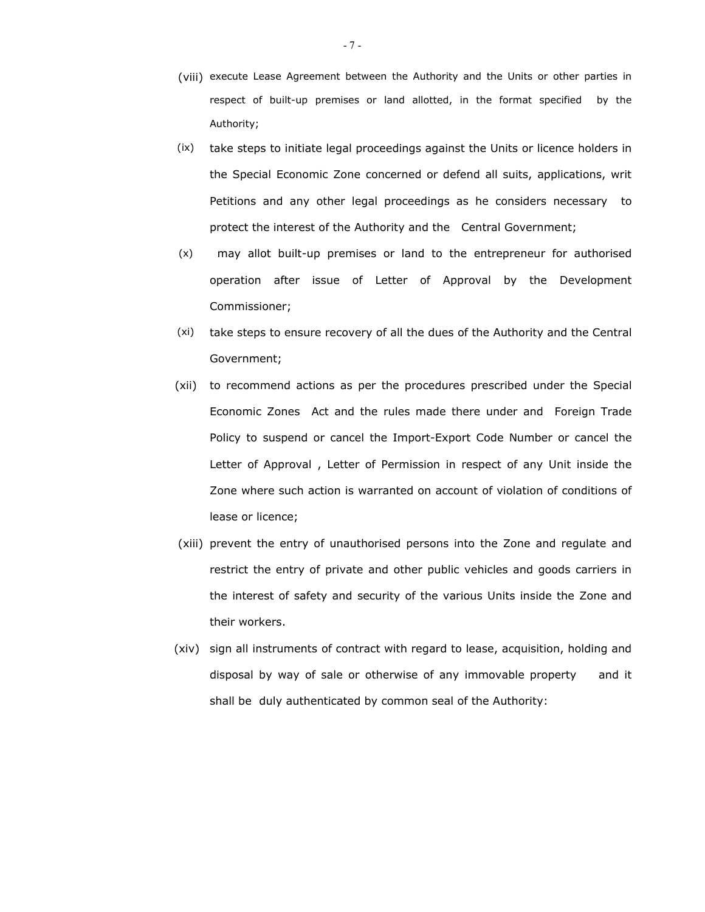(viii) execute Lease Agreement between the Authority and the Units or other parties in respect of built-up premises or land allotted, in the format specified by the Authority;

(ix) take steps to initiate legal proceedings against the Units or licence holders in the Special Economic Zone concerned or defend all suits, applications, writ Petitions and any other legal proceedings as he considers necessary to protect the interest of the Authority and the Central Government;

(x) may allot built-up premises or land to the entrepreneur for authorised operation after issue of Letter of Approval by the Development Commissioner;

(xi) take steps to ensure recovery of all the dues of the Authority and the Central Government;

(xii) to recommend actions as per the procedures prescribed under the Special Economic Zones Act and the rules made there under and Foreign Trade Policy to suspend or cancel the Import-Export Code Number or cancel the Letter of Approval , Letter of Permission in respect of any Unit inside the Zone where such action is warranted on account of violation of conditions of lease or licence;

(xiii) prevent the entry of unauthorised persons into the Zone and regulate and restrict the entry of private and other public vehicles and goods carriers in the interest of safety and security of the various Units inside the Zone and their workers.

(xiv) sign all instruments of contract with regard to lease, acquisition, holding and disposal by way of sale or otherwise of any immovable property and it shall be duly authenticated by common seal of the Authority: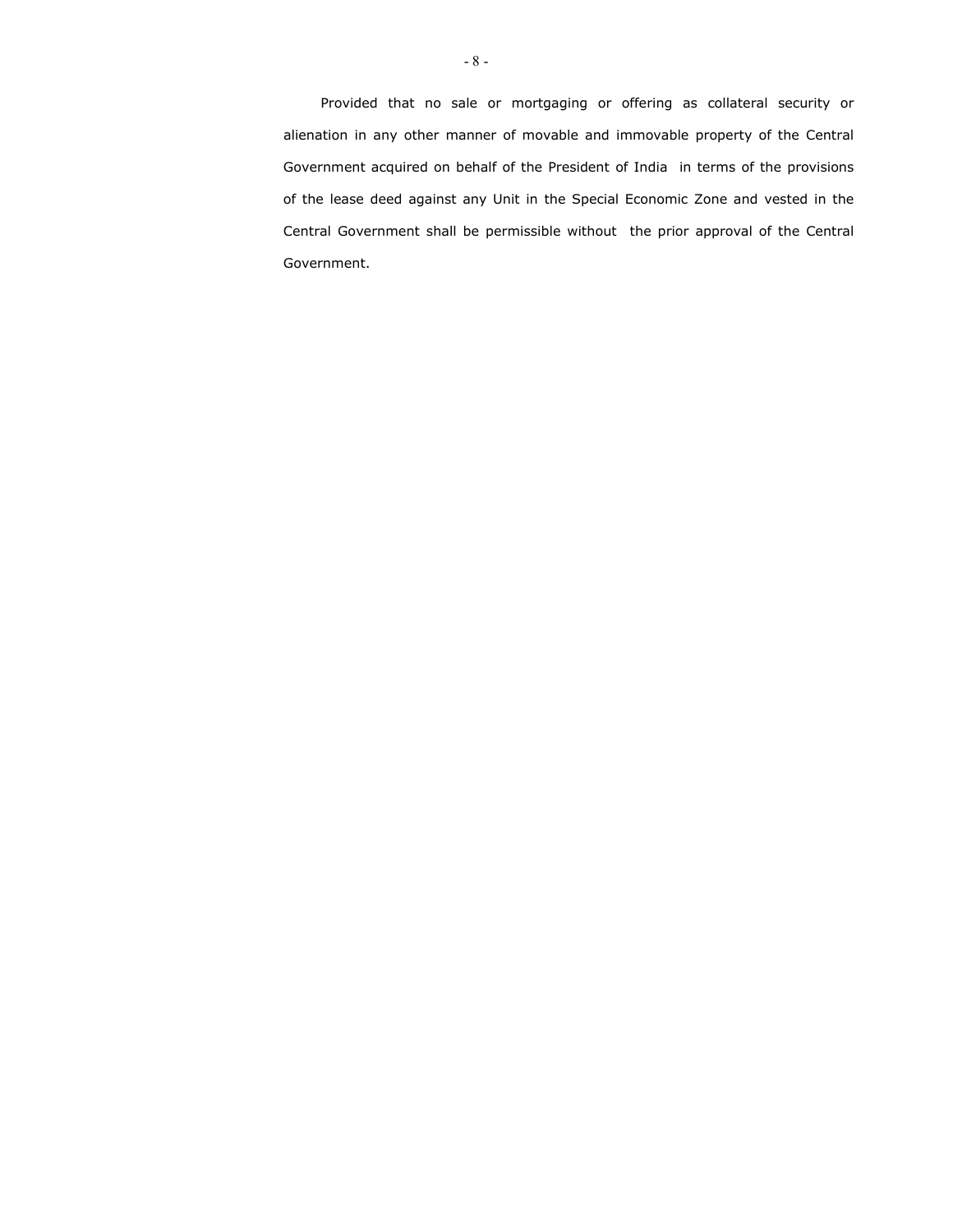Provided that no sale or mortgaging or offering as collateral security or alienation in any other manner of movable and immovable property of the Central Government acquired on behalf of the President of India in terms of the provisions of the lease deed against any Unit in the Special Economic Zone and vested in the Central Government shall be permissible without the prior approval of the Central Government.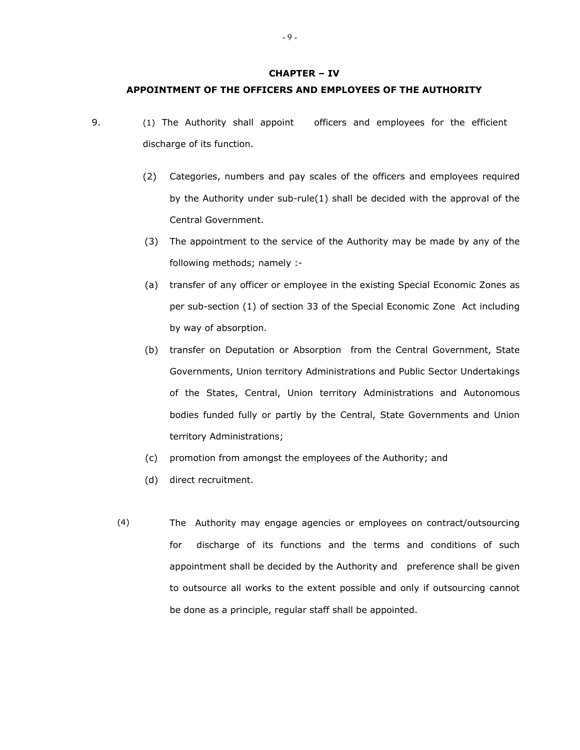## CHAPTER – IV

## APPOINTMENT OF THE OFFICERS AND EMPLOYEES OF THE AUTHORITY

9. (1) The Authority shall appoint officers and employees for the efficient discharge of its function.

(2) Categories, numbers and pay scales of the officers and employees required by the Authority under sub-rule(1) shall be decided with the approval of the Central Government.

(3) The appointment to the service of the Authority may be made by any of the following methods; namely :-

(a) transfer of any officer or employee in the existing Special Economic Zones as per sub-section (1) of section 33 of the Special Economic Zone Act including by way of absorption.

(b) transfer on Deputation or Absorption from the Central Government, State Governments, Union territory Administrations and Public Sector Undertakings of the States, Central, Union territory Administrations and Autonomous bodies funded fully or partly by the Central, State Governments and Union territory Administrations;

(c) promotion from amongst the employees of the Authority; and

(d) direct recruitment.

(4) The Authority may engage agencies or employees on contract/outsourcing for discharge of its functions and the terms and conditions of such appointment shall be decided by the Authority and preference shall be given to outsource all works to the extent possible and only if outsourcing cannot be done as a principle, regular staff shall be appointed.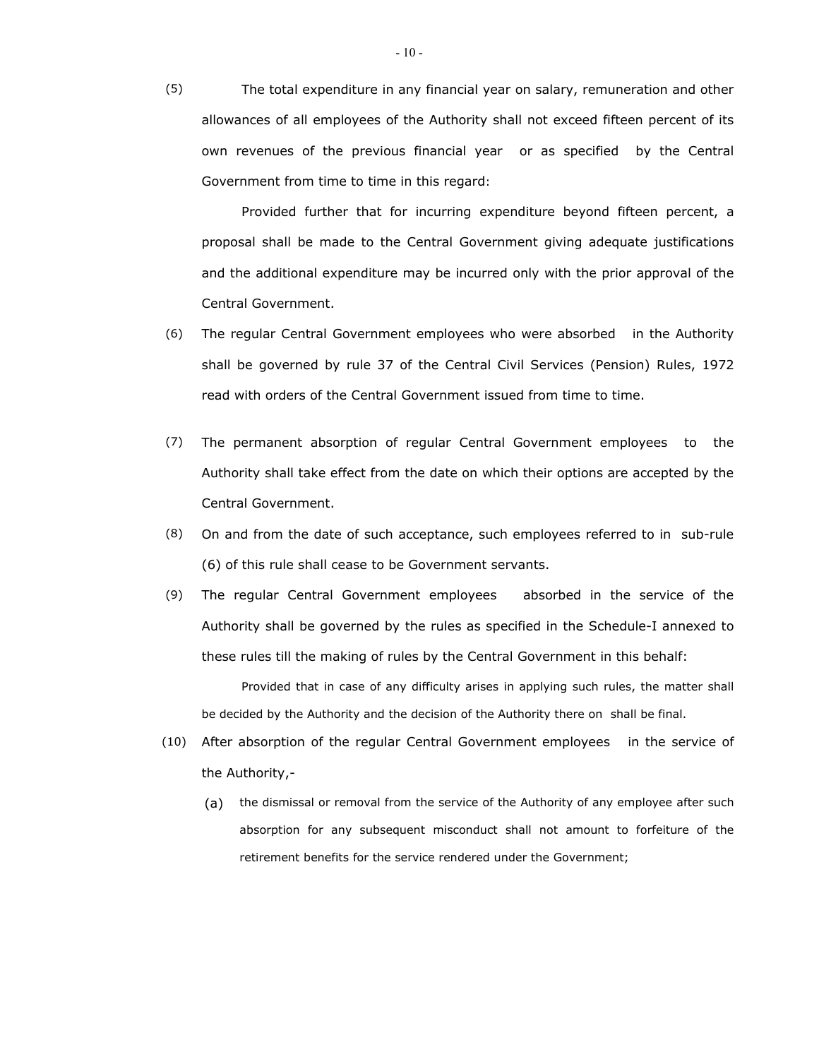(5) The total expenditure in any financial year on salary, remuneration and other allowances of all employees of the Authority shall not exceed fifteen percent of its own revenues of the previous financial year or as specified by the Central Government from time to time in this regard:

Provided further that for incurring expenditure beyond fifteen percent, a proposal shall be made to the Central Government giving adequate justifications and the additional expenditure may be incurred only with the prior approval of the Central Government.

(6) The regular Central Government employees who were absorbed in the Authority shall be governed by rule 37 of the Central Civil Services (Pension) Rules, 1972 read with orders of the Central Government issued from time to time.

(7) The permanent absorption of regular Central Government employees to the Authority shall take effect from the date on which their options are accepted by the Central Government.

(8) On and from the date of such acceptance, such employees referred to in sub-rule (6) of this rule shall cease to be Government servants.

(9) The regular Central Government employees absorbed in the service of the Authority shall be governed by the rules as specified in the Schedule-I annexed to these rules till the making of rules by the Central Government in this behalf:

Provided that in case of any difficulty arises in applying such rules, the matter shall be decided by the Authority and the decision of the Authority there on shall be final.

(10) After absorption of the regular Central Government employees in the service of the Authority,-

(a) the dismissal or removal from the service of the Authority of any employee after such absorption for any subsequent misconduct shall not amount to forfeiture of the retirement benefits for the service rendered under the Government;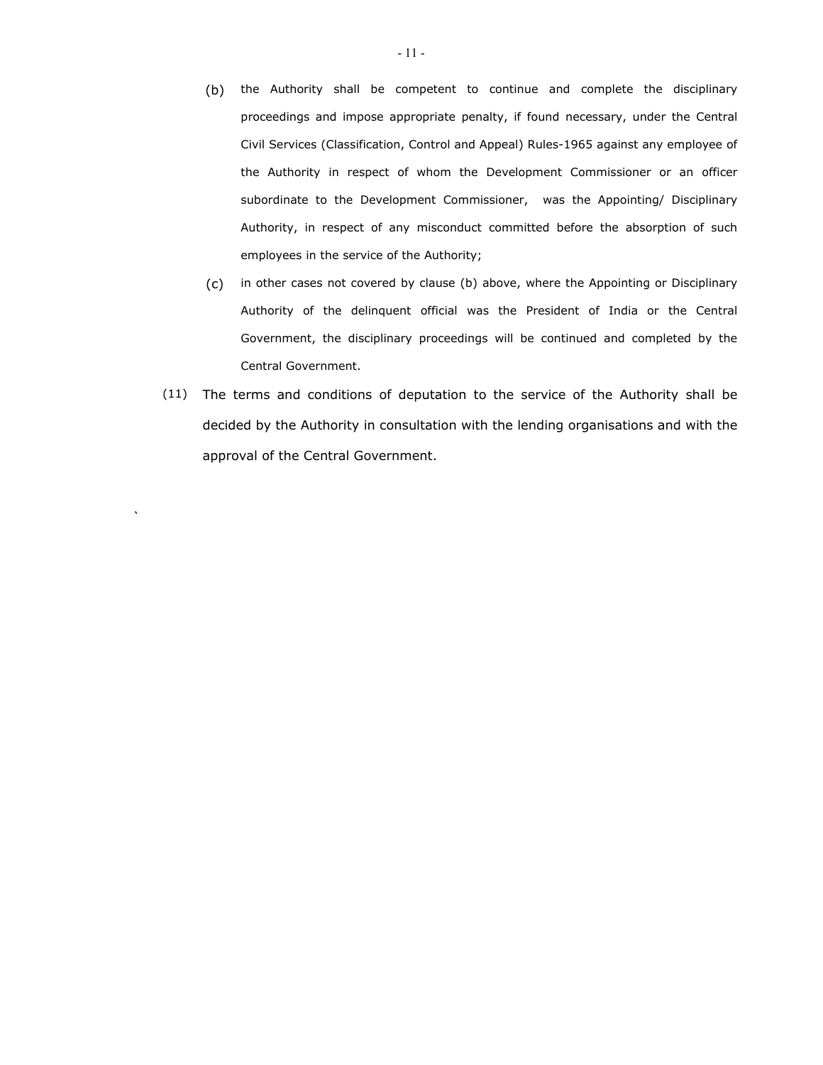(b) the Authority shall be competent to continue and complete the disciplinary proceedings and impose appropriate penalty, if found necessary, under the Central Civil Services (Classification, Control and Appeal) Rules-1965 against any employee of the Authority in respect of whom the Development Commissioner or an officer subordinate to the Development Commissioner, was the Appointing/ Disciplinary Authority, in respect of any misconduct committed before the absorption of such employees in the service of the Authority;

(c) in other cases not covered by clause (b) above, where the Appointing or Disciplinary Authority of the delinquent official was the President of India or the Central Government, the disciplinary proceedings will be continued and completed by the Central Government.

(11) The terms and conditions of deputation to the service of the Authority shall be decided by the Authority in consultation with the lending organisations and with the approval of the Central Government.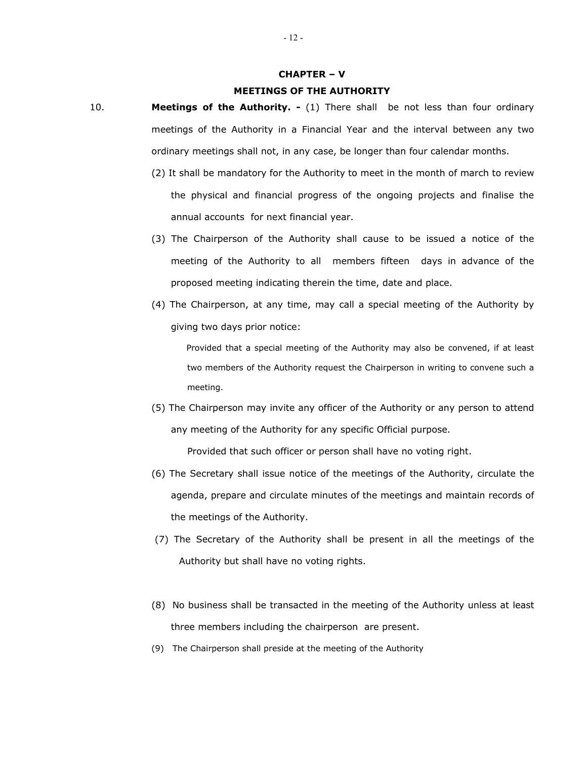## CHAPTER – V

## MEETINGS OF THE AUTHORITY

10. **Meetings of the Authority. -** (1) There shall be not less than four ordinary meetings of the Authority in a Financial Year and the interval between any two ordinary meetings shall not, in any case, be longer than four calendar months.

(2) It shall be mandatory for the Authority to meet in the month of march to review the physical and financial progress of the ongoing projects and finalise the annual accounts for next financial year.

(3) The Chairperson of the Authority shall cause to be issued a notice of the meeting of the Authority to all members fifteen days in advance of the proposed meeting indicating therein the time, date and place.

(4) The Chairperson, at any time, may call a special meeting of the Authority by giving two days prior notice:

Provided that a special meeting of the Authority may also be convened, if at least two members of the Authority request the Chairperson in writing to convene such a meeting.

(5) The Chairperson may invite any officer of the Authority or any person to attend any meeting of the Authority for any specific Official purpose.

Provided that such officer or person shall have no voting right.

(6) The Secretary shall issue notice of the meetings of the Authority, circulate the agenda, prepare and circulate minutes of the meetings and maintain records of the meetings of the Authority.

(7) The Secretary of the Authority shall be present in all the meetings of the Authority but shall have no voting rights.

(8) No business shall be transacted in the meeting of the Authority unless at least three members including the chairperson are present.

(9) The Chairperson shall preside at the meeting of the Authority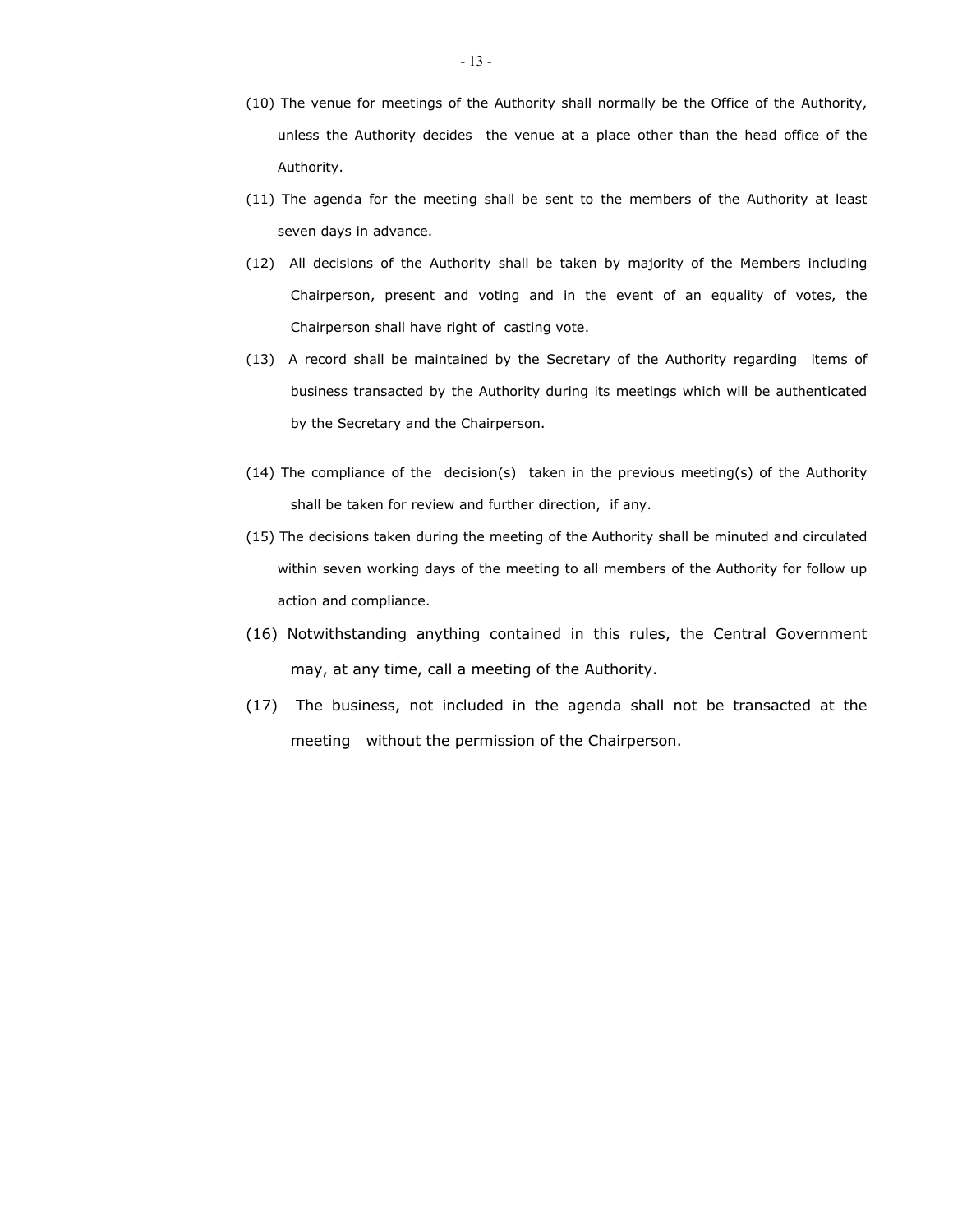(10) The venue for meetings of the Authority shall normally be the Office of the Authority, unless the Authority decides the venue at a place other than the head office of the Authority.

(11) The agenda for the meeting shall be sent to the members of the Authority at least seven days in advance.

(12) All decisions of the Authority shall be taken by majority of the Members including Chairperson, present and voting and in the event of an equality of votes, the Chairperson shall have right of casting vote.

(13) A record shall be maintained by the Secretary of the Authority regarding items of business transacted by the Authority during its meetings which will be authenticated by the Secretary and the Chairperson.

(14) The compliance of the decision(s) taken in the previous meeting(s) of the Authority shall be taken for review and further direction, if any.

(15) The decisions taken during the meeting of the Authority shall be minuted and circulated within seven working days of the meeting to all members of the Authority for follow up action and compliance.

(16) Notwithstanding anything contained in this rules, the Central Government may, at any time, call a meeting of the Authority.

(17) The business, not included in the agenda shall not be transacted at the meeting without the permission of the Chairperson.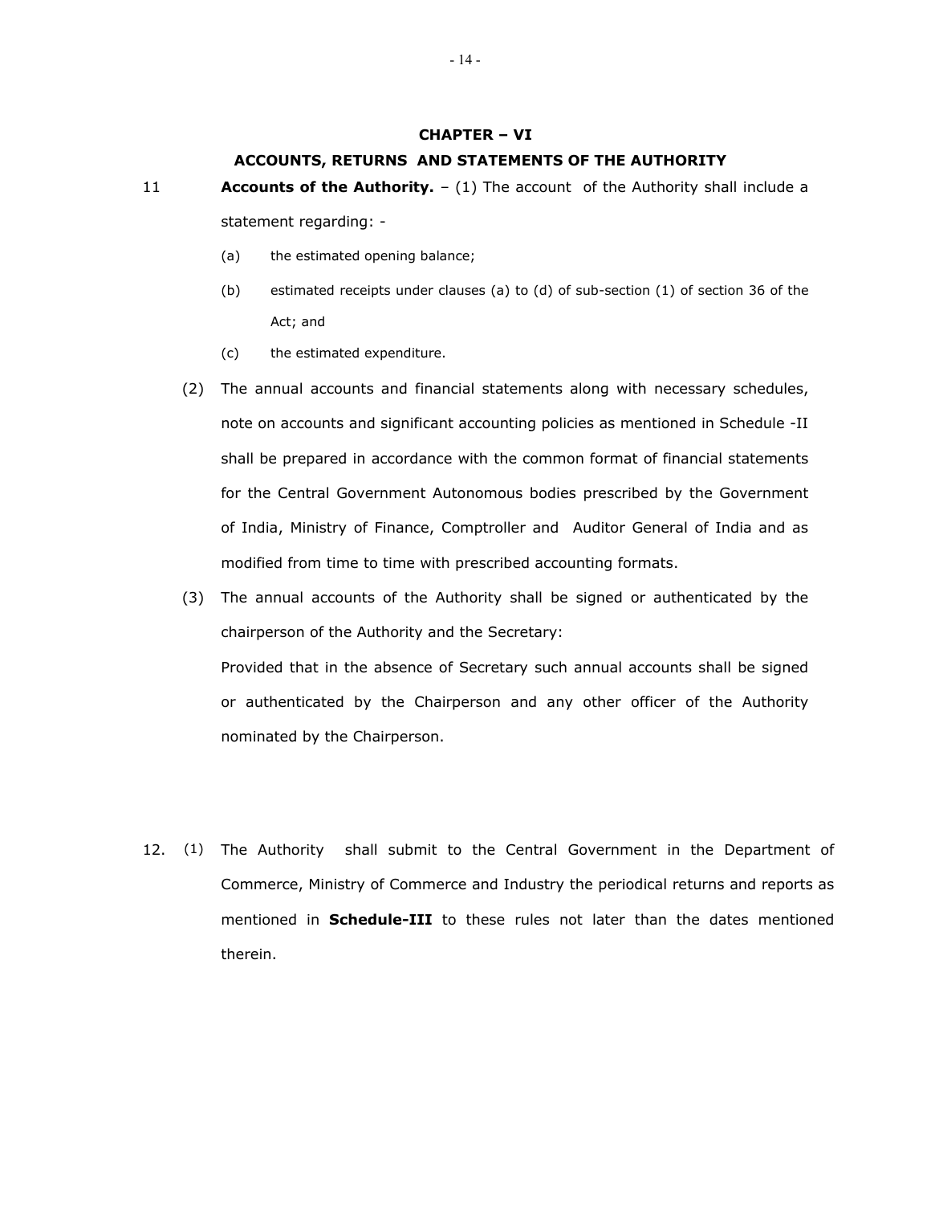## CHAPTER – VI

### ACCOUNTS, RETURNS AND STATEMENTS OF THE AUTHORITY

11 **Accounts of the Authority.** – (1) The account of the Authority shall include a statement regarding: -

(a) the estimated opening balance;

(b) estimated receipts under clauses (a) to (d) of sub-section (1) of section 36 of the Act; and

(c) the estimated expenditure.

(2) The annual accounts and financial statements along with necessary schedules, note on accounts and significant accounting policies as mentioned in Schedule -II shall be prepared in accordance with the common format of financial statements for the Central Government Autonomous bodies prescribed by the Government of India, Ministry of Finance, Comptroller and Auditor General of India and as modified from time to time with prescribed accounting formats.

(3) The annual accounts of the Authority shall be signed or authenticated by the chairperson of the Authority and the Secretary:

Provided that in the absence of Secretary such annual accounts shall be signed or authenticated by the Chairperson and any other officer of the Authority nominated by the Chairperson.

12. (1) The Authority shall submit to the Central Government in the Department of Commerce, Ministry of Commerce and Industry the periodical returns and reports as mentioned in **Schedule-III** to these rules not later than the dates mentioned therein.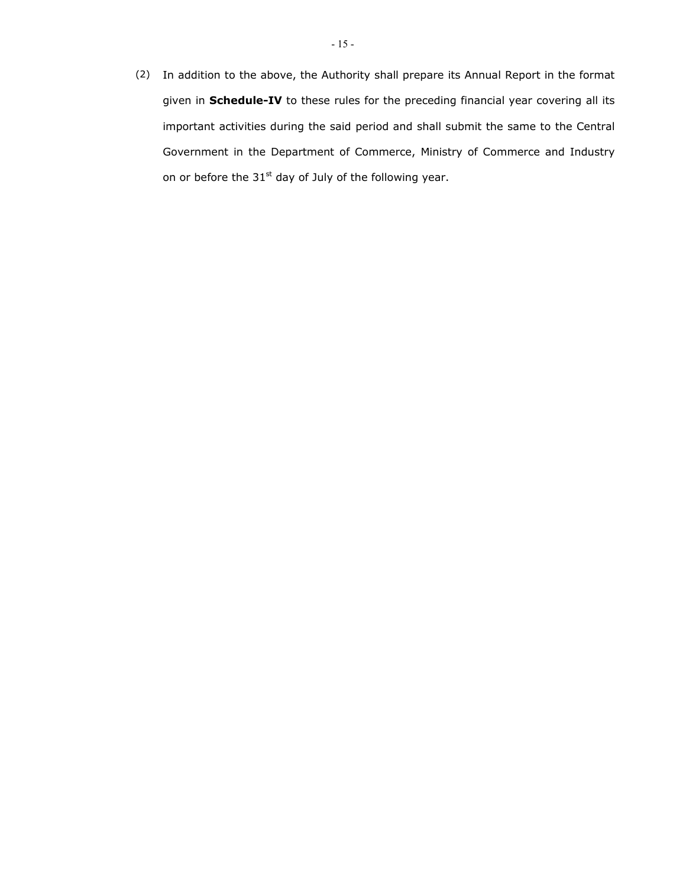(2) In addition to the above, the Authority shall prepare its Annual Report in the format given in **Schedule-IV** to these rules for the preceding financial year covering all its important activities during the said period and shall submit the same to the Central Government in the Department of Commerce, Ministry of Commerce and Industry on or before the 31st day of July of the following year.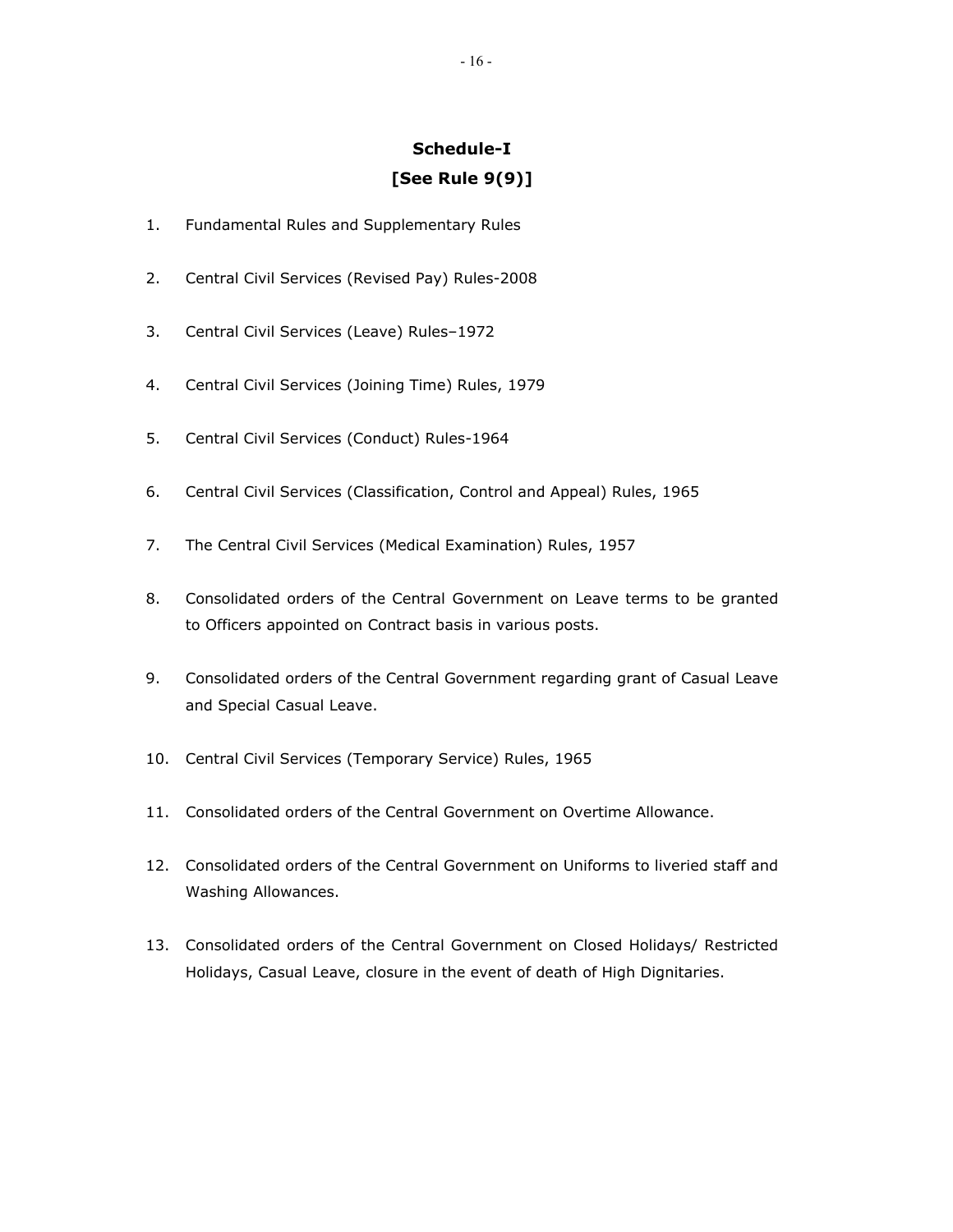## Schedule-I

## [See Rule 9(9)]

1. Fundamental Rules and Supplementary Rules

2. Central Civil Services (Revised Pay) Rules-2008

3. Central Civil Services (Leave) Rules–1972

4. Central Civil Services (Joining Time) Rules, 1979

5. Central Civil Services (Conduct) Rules-1964

6. Central Civil Services (Classification, Control and Appeal) Rules, 1965

7. The Central Civil Services (Medical Examination) Rules, 1957

8. Consolidated orders of the Central Government on Leave terms to be granted to Officers appointed on Contract basis in various posts.

9. Consolidated orders of the Central Government regarding grant of Casual Leave and Special Casual Leave.

10. Central Civil Services (Temporary Service) Rules, 1965

11. Consolidated orders of the Central Government on Overtime Allowance.

12. Consolidated orders of the Central Government on Uniforms to liveried staff and Washing Allowances.

13. Consolidated orders of the Central Government on Closed Holidays/ Restricted Holidays, Casual Leave, closure in the event of death of High Dignitaries.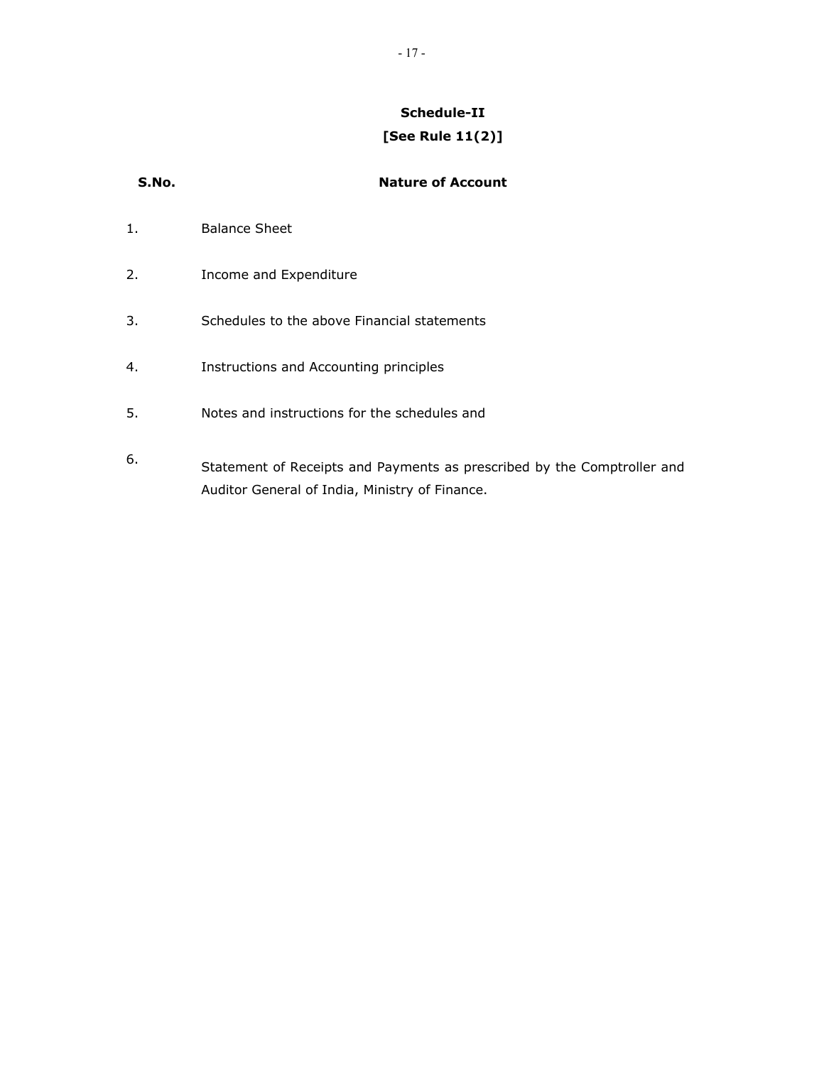**Schedule-II**

**[See Rule 11(2)]**

| S.No. | Nature of Account |
|---|---|
| 1. | Balance Sheet |
| 2. | Income and Expenditure |
| 3. | Schedules to the above Financial statements |
| 4. | Instructions and Accounting principles |
| 5. | Notes and instructions for the schedules and |
| 6. | Statement of Receipts and Payments as prescribed by the Comptroller and Auditor General of India, Ministry of Finance. |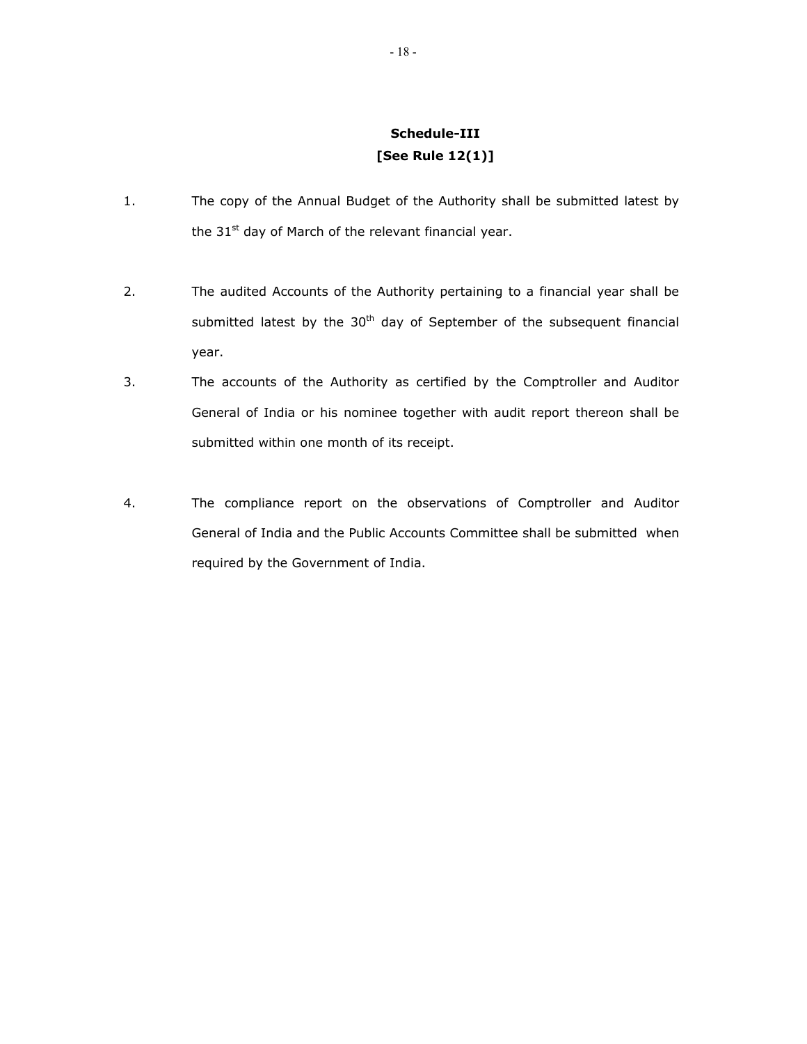## Schedule-III

**[See Rule 12(1)]**

1. The copy of the Annual Budget of the Authority shall be submitted latest by the 31st day of March of the relevant financial year.

2. The audited Accounts of the Authority pertaining to a financial year shall be submitted latest by the 30th day of September of the subsequent financial year.

3. The accounts of the Authority as certified by the Comptroller and Auditor General of India or his nominee together with audit report thereon shall be submitted within one month of its receipt.

4. The compliance report on the observations of Comptroller and Auditor General of India and the Public Accounts Committee shall be submitted when required by the Government of India.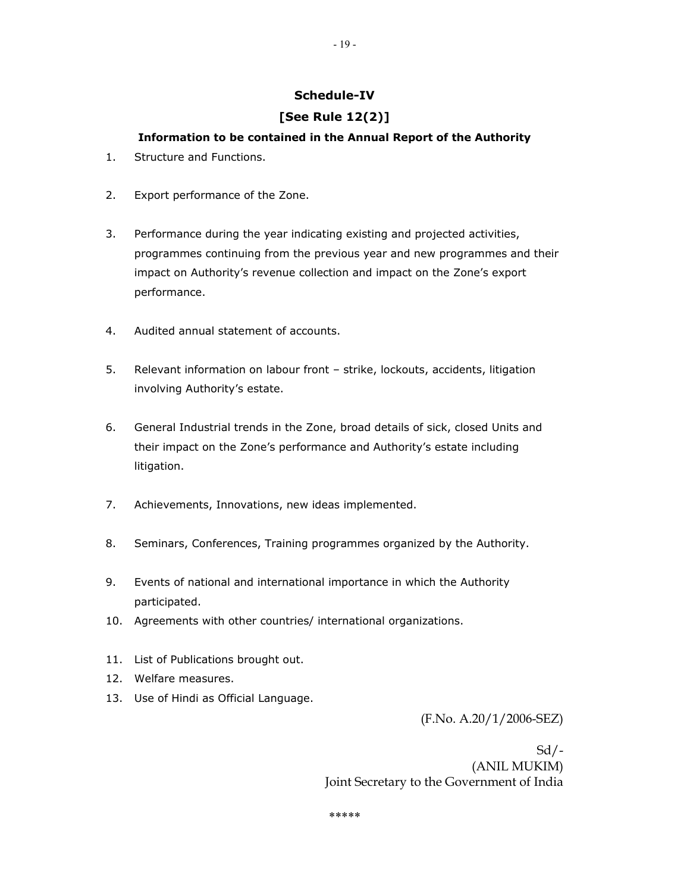## Schedule-IV

### [See Rule 12(2)]

**Information to be contained in the Annual Report of the Authority**

1. Structure and Functions.
2. Export performance of the Zone.
3. Performance during the year indicating existing and projected activities, programmes continuing from the previous year and new programmes and their impact on Authority's revenue collection and impact on the Zone's export performance.
4. Audited annual statement of accounts.
5. Relevant information on labour front – strike, lockouts, accidents, litigation involving Authority's estate.
6. General Industrial trends in the Zone, broad details of sick, closed Units and their impact on the Zone's performance and Authority's estate including litigation.
7. Achievements, Innovations, new ideas implemented.
8. Seminars, Conferences, Training programmes organized by the Authority.
9. Events of national and international importance in which the Authority participated.
10. Agreements with other countries/ international organizations.
11. List of Publications brought out.
12. Welfare measures.
13. Use of Hindi as Official Language.

(F.No. A.20/1/2006-SEZ)

Sd/-
(ANIL MUKIM)
Joint Secretary to the Government of India

*****